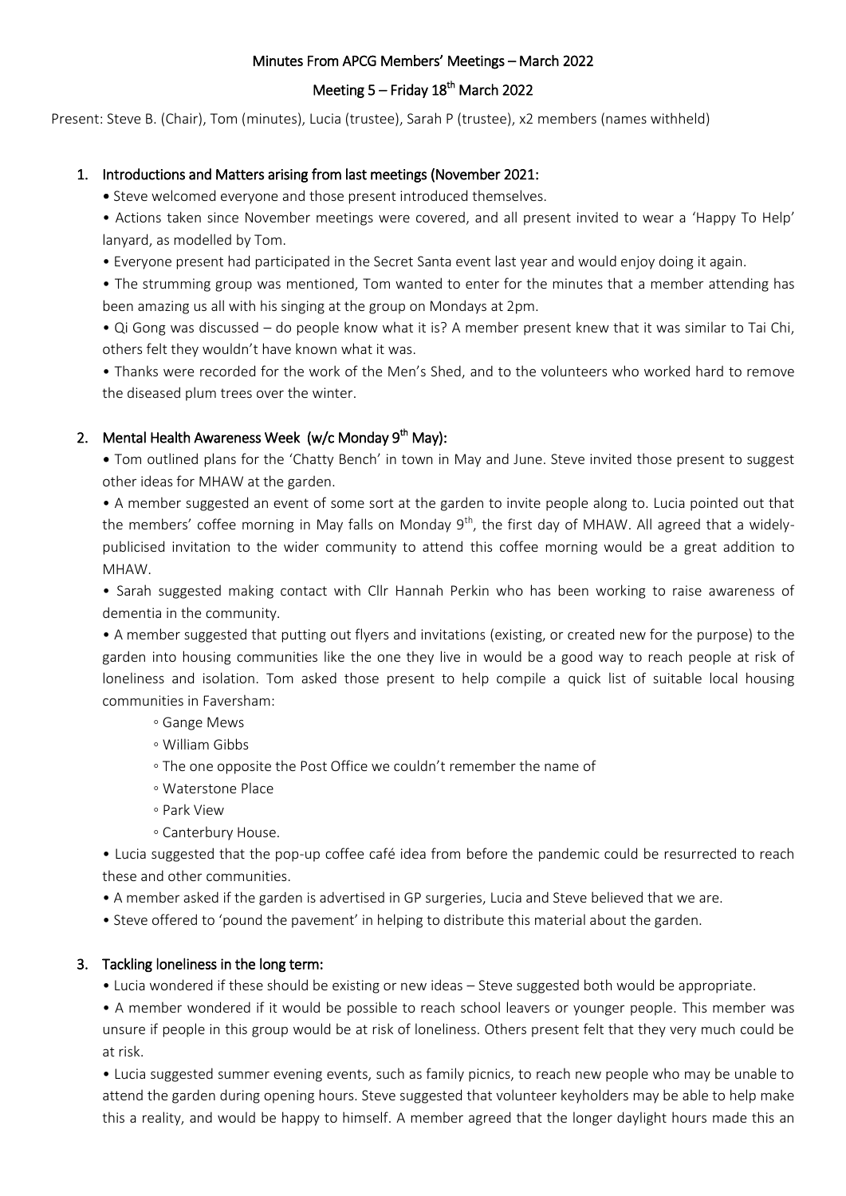# Minutes From APCG Members' Meetings – March 2022

## Meeting 5 – Friday 18th March 2022

Present: Steve B. (Chair), Tom (minutes), Lucia (trustee), Sarah P (trustee), x2 members (names withheld)

### 1. Introductions and Matters arising from last meetings (November 2021:

- Steve welcomed everyone and those present introduced themselves.
- Actions taken since November meetings were covered, and all present invited to wear a 'Happy To Help' lanyard, as modelled by Tom.
- Everyone present had participated in the Secret Santa event last year and would enjoy doing it again.
- The strumming group was mentioned, Tom wanted to enter for the minutes that a member attending has been amazing us all with his singing at the group on Mondays at 2pm.
- Qi Gong was discussed – do people know what it is? A member present knew that it was similar to Tai Chi, others felt they wouldn't have known what it was.
- Thanks were recorded for the work of the Men's Shed, and to the volunteers who worked hard to remove the diseased plum trees over the winter.

### 2. Mental Health Awareness Week (w/c Monday 9th May):

- Tom outlined plans for the 'Chatty Bench' in town in May and June. Steve invited those present to suggest other ideas for MHAW at the garden.
- A member suggested an event of some sort at the garden to invite people along to. Lucia pointed out that the members' coffee morning in May falls on Monday 9th, the first day of MHAW. All agreed that a widely-publicised invitation to the wider community to attend this coffee morning would be a great addition to MHAW.
- Sarah suggested making contact with Cllr Hannah Perkin who has been working to raise awareness of dementia in the community.
- A member suggested that putting out flyers and invitations (existing, or created new for the purpose) to the garden into housing communities like the one they live in would be a good way to reach people at risk of loneliness and isolation. Tom asked those present to help compile a quick list of suitable local housing communities in Faversham:
  - Gange Mews
  - William Gibbs
  - The one opposite the Post Office we couldn't remember the name of
  - Waterstone Place
  - Park View
  - Canterbury House.
- Lucia suggested that the pop-up coffee café idea from before the pandemic could be resurrected to reach these and other communities.
- A member asked if the garden is advertised in GP surgeries, Lucia and Steve believed that we are.
- Steve offered to 'pound the pavement' in helping to distribute this material about the garden.

### 3. Tackling loneliness in the long term:

- Lucia wondered if these should be existing or new ideas – Steve suggested both would be appropriate.
- A member wondered if it would be possible to reach school leavers or younger people. This member was unsure if people in this group would be at risk of loneliness. Others present felt that they very much could be at risk.
- Lucia suggested summer evening events, such as family picnics, to reach new people who may be unable to attend the garden during opening hours. Steve suggested that volunteer keyholders may be able to help make this a reality, and would be happy to himself. A member agreed that the longer daylight hours made this an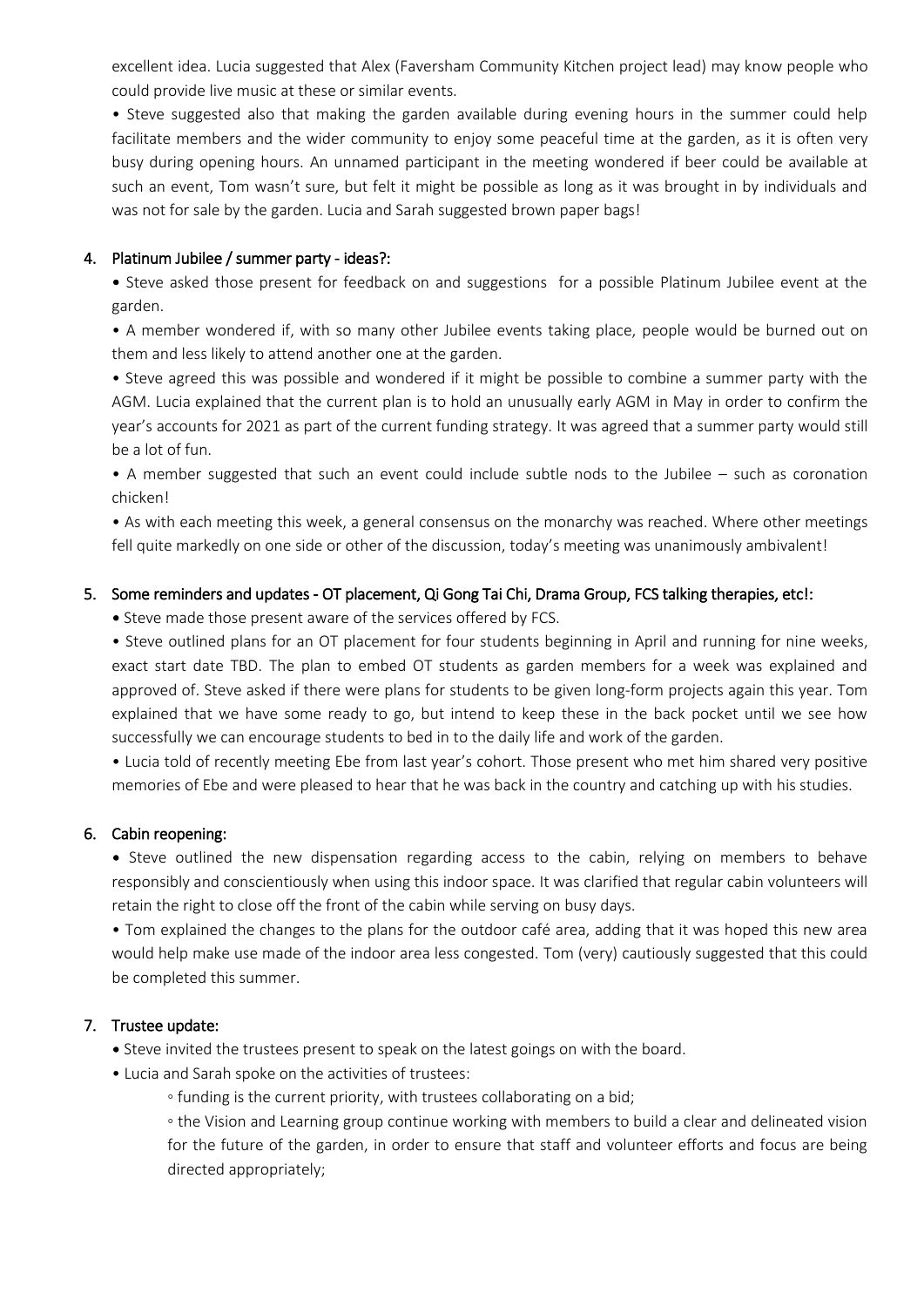excellent idea. Lucia suggested that Alex (Faversham Community Kitchen project lead) may know people who could provide live music at these or similar events.

• Steve suggested also that making the garden available during evening hours in the summer could help facilitate members and the wider community to enjoy some peaceful time at the garden, as it is often very busy during opening hours. An unnamed participant in the meeting wondered if beer could be available at such an event, Tom wasn't sure, but felt it might be possible as long as it was brought in by individuals and was not for sale by the garden. Lucia and Sarah suggested brown paper bags!

4. Platinum Jubilee / summer party - ideas?:

• Steve asked those present for feedback on and suggestions for a possible Platinum Jubilee event at the garden.

• A member wondered if, with so many other Jubilee events taking place, people would be burned out on them and less likely to attend another one at the garden.

• Steve agreed this was possible and wondered if it might be possible to combine a summer party with the AGM. Lucia explained that the current plan is to hold an unusually early AGM in May in order to confirm the year's accounts for 2021 as part of the current funding strategy. It was agreed that a summer party would still be a lot of fun.

• A member suggested that such an event could include subtle nods to the Jubilee – such as coronation chicken!

• As with each meeting this week, a general consensus on the monarchy was reached. Where other meetings fell quite markedly on one side or other of the discussion, today's meeting was unanimously ambivalent!

5. Some reminders and updates - OT placement, Qi Gong Tai Chi, Drama Group, FCS talking therapies, etc!:

• Steve made those present aware of the services offered by FCS.

• Steve outlined plans for an OT placement for four students beginning in April and running for nine weeks, exact start date TBD. The plan to embed OT students as garden members for a week was explained and approved of. Steve asked if there were plans for students to be given long-form projects again this year. Tom explained that we have some ready to go, but intend to keep these in the back pocket until we see how successfully we can encourage students to bed in to the daily life and work of the garden.

• Lucia told of recently meeting Ebe from last year's cohort. Those present who met him shared very positive memories of Ebe and were pleased to hear that he was back in the country and catching up with his studies.

6. Cabin reopening:

• Steve outlined the new dispensation regarding access to the cabin, relying on members to behave responsibly and conscientiously when using this indoor space. It was clarified that regular cabin volunteers will retain the right to close off the front of the cabin while serving on busy days.

• Tom explained the changes to the plans for the outdoor café area, adding that it was hoped this new area would help make use made of the indoor area less congested. Tom (very) cautiously suggested that this could be completed this summer.

7. Trustee update:

• Steve invited the trustees present to speak on the latest goings on with the board.

• Lucia and Sarah spoke on the activities of trustees:

  ◦ funding is the current priority, with trustees collaborating on a bid;

  ◦ the Vision and Learning group continue working with members to build a clear and delineated vision for the future of the garden, in order to ensure that staff and volunteer efforts and focus are being directed appropriately;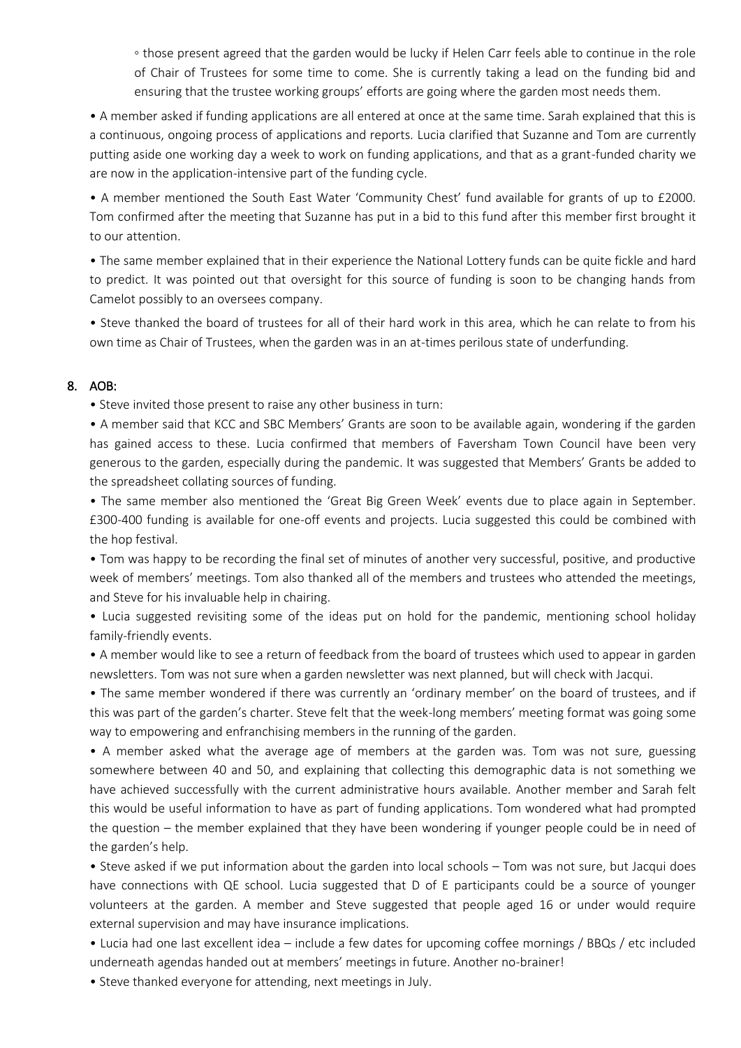◦ those present agreed that the garden would be lucky if Helen Carr feels able to continue in the role of Chair of Trustees for some time to come. She is currently taking a lead on the funding bid and ensuring that the trustee working groups' efforts are going where the garden most needs them.

• A member asked if funding applications are all entered at once at the same time. Sarah explained that this is a continuous, ongoing process of applications and reports. Lucia clarified that Suzanne and Tom are currently putting aside one working day a week to work on funding applications, and that as a grant-funded charity we are now in the application-intensive part of the funding cycle.

• A member mentioned the South East Water 'Community Chest' fund available for grants of up to £2000. Tom confirmed after the meeting that Suzanne has put in a bid to this fund after this member first brought it to our attention.

• The same member explained that in their experience the National Lottery funds can be quite fickle and hard to predict. It was pointed out that oversight for this source of funding is soon to be changing hands from Camelot possibly to an oversees company.

• Steve thanked the board of trustees for all of their hard work in this area, which he can relate to from his own time as Chair of Trustees, when the garden was in an at-times perilous state of underfunding.

## 8. AOB:

• Steve invited those present to raise any other business in turn:

• A member said that KCC and SBC Members' Grants are soon to be available again, wondering if the garden has gained access to these. Lucia confirmed that members of Faversham Town Council have been very generous to the garden, especially during the pandemic. It was suggested that Members' Grants be added to the spreadsheet collating sources of funding.

• The same member also mentioned the 'Great Big Green Week' events due to place again in September. £300-400 funding is available for one-off events and projects. Lucia suggested this could be combined with the hop festival.

• Tom was happy to be recording the final set of minutes of another very successful, positive, and productive week of members' meetings. Tom also thanked all of the members and trustees who attended the meetings, and Steve for his invaluable help in chairing.

• Lucia suggested revisiting some of the ideas put on hold for the pandemic, mentioning school holiday family-friendly events.

• A member would like to see a return of feedback from the board of trustees which used to appear in garden newsletters. Tom was not sure when a garden newsletter was next planned, but will check with Jacqui.

• The same member wondered if there was currently an 'ordinary member' on the board of trustees, and if this was part of the garden's charter. Steve felt that the week-long members' meeting format was going some way to empowering and enfranchising members in the running of the garden.

• A member asked what the average age of members at the garden was. Tom was not sure, guessing somewhere between 40 and 50, and explaining that collecting this demographic data is not something we have achieved successfully with the current administrative hours available. Another member and Sarah felt this would be useful information to have as part of funding applications. Tom wondered what had prompted the question – the member explained that they have been wondering if younger people could be in need of the garden's help.

• Steve asked if we put information about the garden into local schools – Tom was not sure, but Jacqui does have connections with QE school. Lucia suggested that D of E participants could be a source of younger volunteers at the garden. A member and Steve suggested that people aged 16 or under would require external supervision and may have insurance implications.

• Lucia had one last excellent idea – include a few dates for upcoming coffee mornings / BBQs / etc included underneath agendas handed out at members' meetings in future. Another no-brainer!

• Steve thanked everyone for attending, next meetings in July.